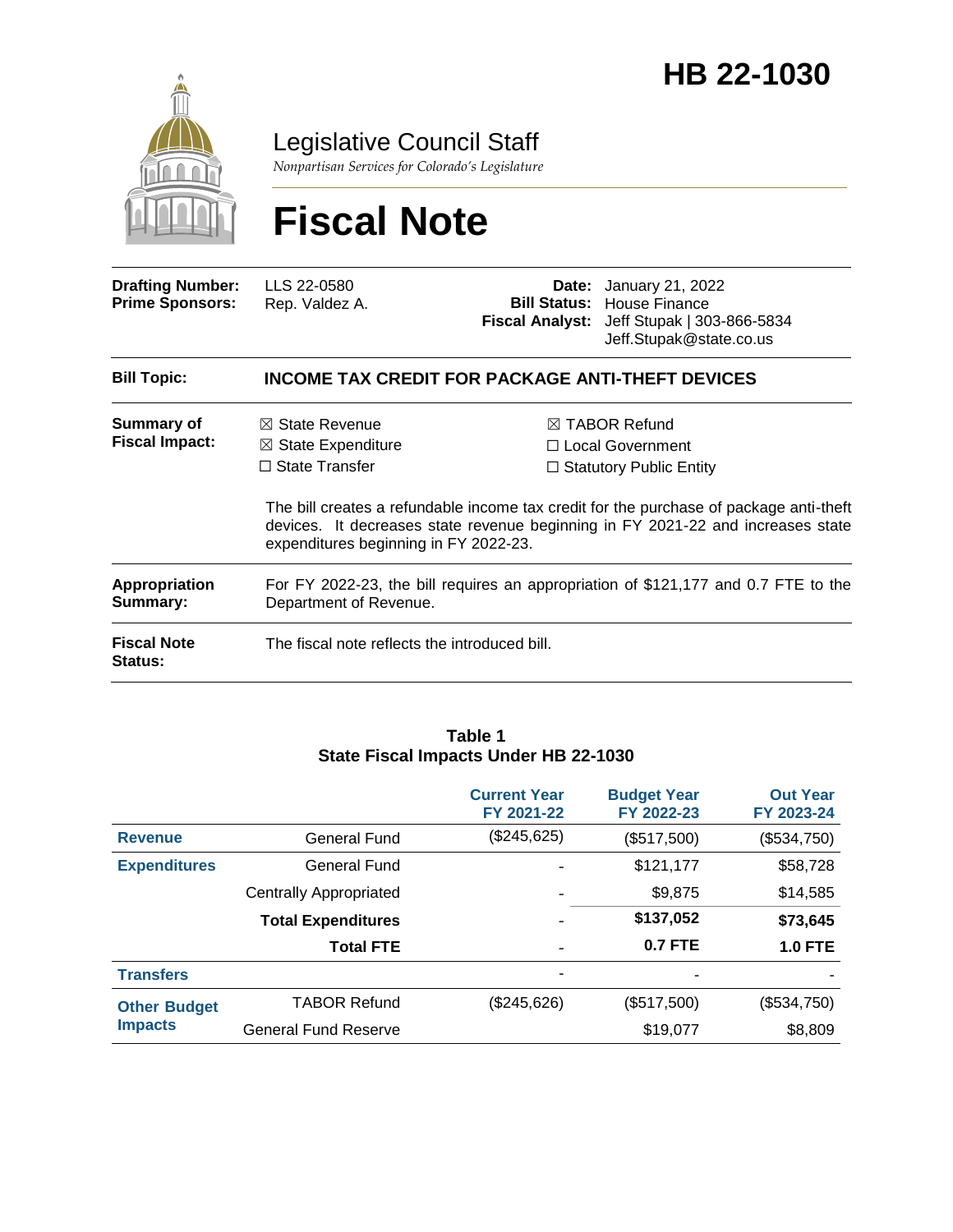# HB 22-1030

## Legislative Council Staff

*Nonpartisan Services for Colorado's Legislature*

# Fiscal Note

| | | | |
|---|---|---|---|
| **Drafting Number:** | LLS 22-0580 | **Date:** | January 21, 2022 |
| **Prime Sponsors:** | Rep. Valdez A. | **Bill Status:** | House Finance |
| | | **Fiscal Analyst:** | Jeff Stupak \| 303-866-5834<br>Jeff.Stupak@state.co.us |

| | |
|---|---|
| **Bill Topic:** | **INCOME TAX CREDIT FOR PACKAGE ANTI-THEFT DEVICES** |
| **Summary of Fiscal Impact:** | ☒ State Revenue ☒ State Expenditure ☐ State Transfer ☒ TABOR Refund ☐ Local Government ☐ Statutory Public Entity<br><br>The bill creates a refundable income tax credit for the purchase of package anti-theft devices. It decreases state revenue beginning in FY 2021-22 and increases state expenditures beginning in FY 2022-23. |
| **Appropriation Summary:** | For FY 2022-23, the bill requires an appropriation of $121,177 and 0.7 FTE to the Department of Revenue. |
| **Fiscal Note Status:** | The fiscal note reflects the introduced bill. |

**Table 1**
**State Fiscal Impacts Under HB 22-1030**

| | | Current Year FY 2021-22 | Budget Year FY 2022-23 | Out Year FY 2023-24 |
|---|---|---|---|---|
| **Revenue** | General Fund | ($245,625) | ($517,500) | ($534,750) |
| **Expenditures** | General Fund | - | $121,177 | $58,728 |
| | Centrally Appropriated | - | $9,875 | $14,585 |
| | **Total Expenditures** | - | **$137,052** | **$73,645** |
| | **Total FTE** | - | **0.7 FTE** | **1.0 FTE** |
| **Transfers** | | - | - | - |
| **Other Budget Impacts** | TABOR Refund | ($245,626) | ($517,500) | ($534,750) |
| | General Fund Reserve | | $19,077 | $8,809 |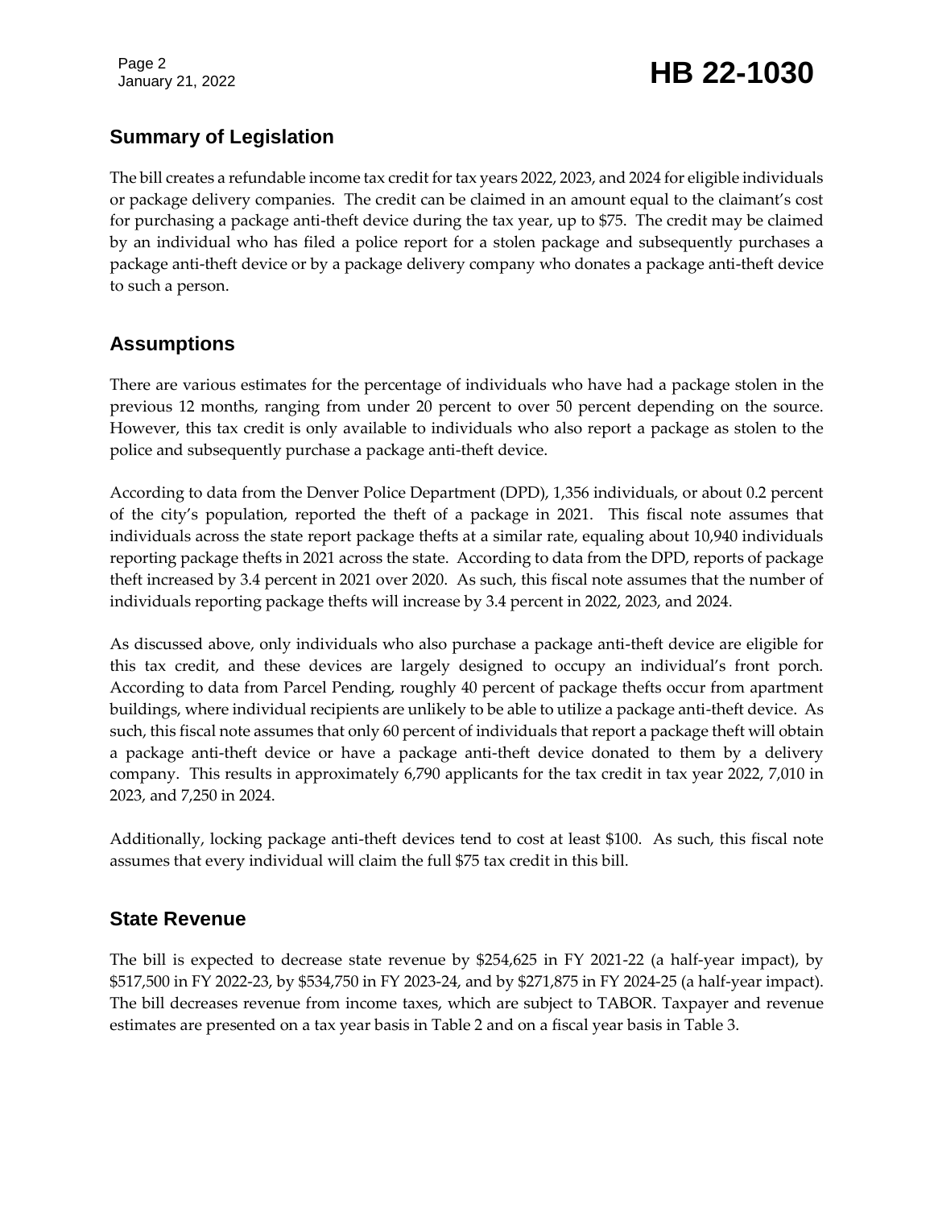## Summary of Legislation

The bill creates a refundable income tax credit for tax years 2022, 2023, and 2024 for eligible individuals or package delivery companies. The credit can be claimed in an amount equal to the claimant's cost for purchasing a package anti-theft device during the tax year, up to $75. The credit may be claimed by an individual who has filed a police report for a stolen package and subsequently purchases a package anti-theft device or by a package delivery company who donates a package anti-theft device to such a person.

## Assumptions

There are various estimates for the percentage of individuals who have had a package stolen in the previous 12 months, ranging from under 20 percent to over 50 percent depending on the source. However, this tax credit is only available to individuals who also report a package as stolen to the police and subsequently purchase a package anti-theft device.

According to data from the Denver Police Department (DPD), 1,356 individuals, or about 0.2 percent of the city's population, reported the theft of a package in 2021. This fiscal note assumes that individuals across the state report package thefts at a similar rate, equaling about 10,940 individuals reporting package thefts in 2021 across the state. According to data from the DPD, reports of package theft increased by 3.4 percent in 2021 over 2020. As such, this fiscal note assumes that the number of individuals reporting package thefts will increase by 3.4 percent in 2022, 2023, and 2024.

As discussed above, only individuals who also purchase a package anti-theft device are eligible for this tax credit, and these devices are largely designed to occupy an individual's front porch. According to data from Parcel Pending, roughly 40 percent of package thefts occur from apartment buildings, where individual recipients are unlikely to be able to utilize a package anti-theft device. As such, this fiscal note assumes that only 60 percent of individuals that report a package theft will obtain a package anti-theft device or have a package anti-theft device donated to them by a delivery company. This results in approximately 6,790 applicants for the tax credit in tax year 2022, 7,010 in 2023, and 7,250 in 2024.

Additionally, locking package anti-theft devices tend to cost at least $100. As such, this fiscal note assumes that every individual will claim the full $75 tax credit in this bill.

## State Revenue

The bill is expected to decrease state revenue by $254,625 in FY 2021-22 (a half-year impact), by $517,500 in FY 2022-23, by $534,750 in FY 2023-24, and by $271,875 in FY 2024-25 (a half-year impact). The bill decreases revenue from income taxes, which are subject to TABOR. Taxpayer and revenue estimates are presented on a tax year basis in Table 2 and on a fiscal year basis in Table 3.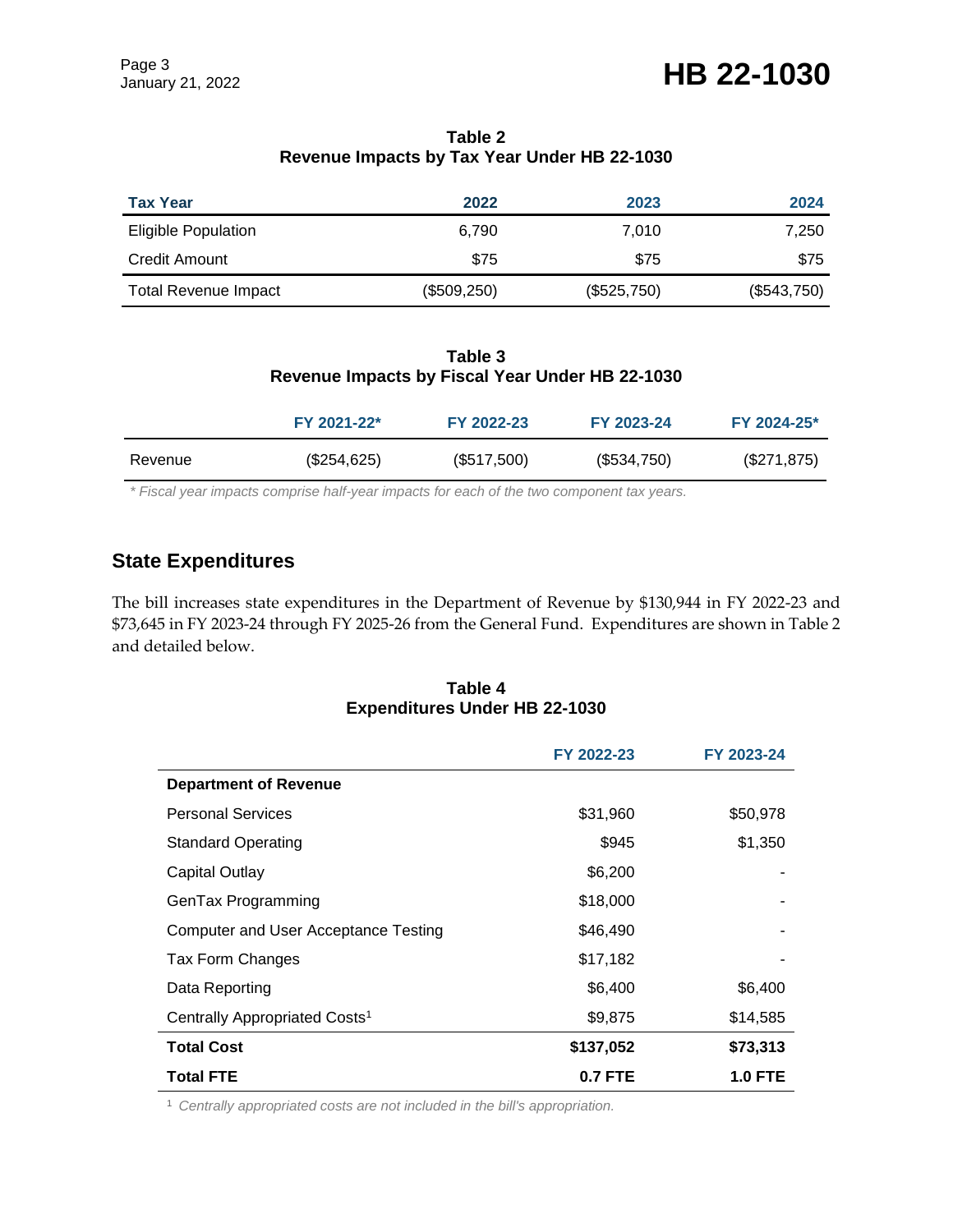**Table 2**
**Revenue Impacts by Tax Year Under HB 22-1030**

| Tax Year | 2022 | 2023 | 2024 |
|---|---|---|---|
| Eligible Population | 6,790 | 7,010 | 7,250 |
| Credit Amount | $75 | $75 | $75 |
| Total Revenue Impact | ($509,250) | ($525,750) | ($543,750) |

**Table 3**
**Revenue Impacts by Fiscal Year Under HB 22-1030**

| | FY 2021-22* | FY 2022-23 | FY 2023-24 | FY 2024-25* |
|---|---|---|---|---|
| Revenue | ($254,625) | ($517,500) | ($534,750) | ($271,875) |

*\* Fiscal year impacts comprise half-year impacts for each of the two component tax years.*

## State Expenditures

The bill increases state expenditures in the Department of Revenue by $130,944 in FY 2022-23 and $73,645 in FY 2023-24 through FY 2025-26 from the General Fund. Expenditures are shown in Table 2 and detailed below.

**Table 4**
**Expenditures Under HB 22-1030**

| | FY 2022-23 | FY 2023-24 |
|---|---|---|
| **Department of Revenue** | | |
| Personal Services | $31,960 | $50,978 |
| Standard Operating | $945 | $1,350 |
| Capital Outlay | $6,200 | - |
| GenTax Programming | $18,000 | - |
| Computer and User Acceptance Testing | $46,490 | - |
| Tax Form Changes | $17,182 | - |
| Data Reporting | $6,400 | $6,400 |
| Centrally Appropriated Costs[1] | $9,875 | $14,585 |
| **Total Cost** | **$137,052** | **$73,313** |
| **Total FTE** | **0.7 FTE** | **1.0 FTE** |

[1] *Centrally appropriated costs are not included in the bill's appropriation.*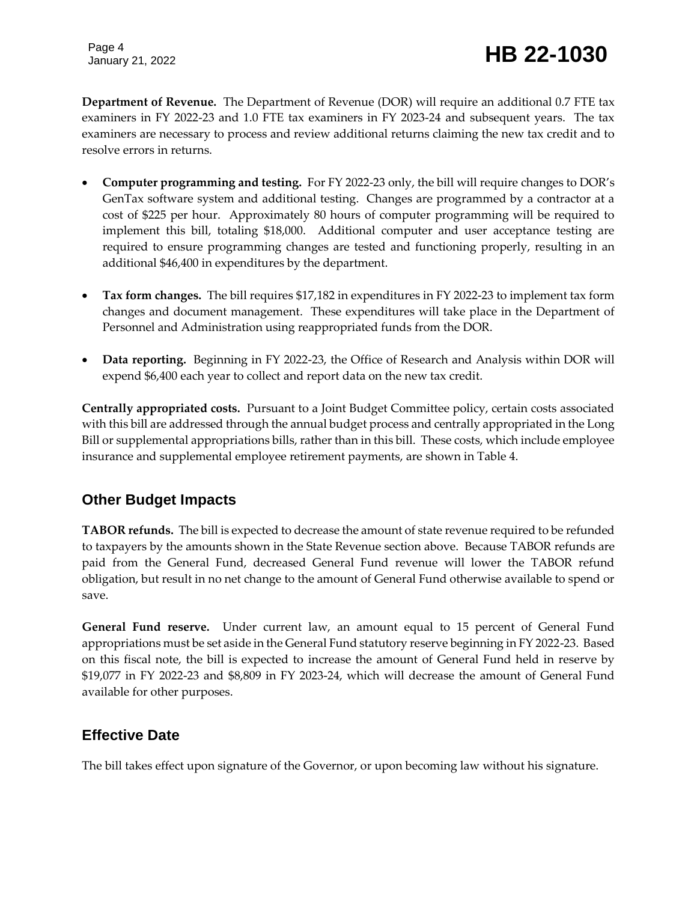**Department of Revenue.** The Department of Revenue (DOR) will require an additional 0.7 FTE tax examiners in FY 2022-23 and 1.0 FTE tax examiners in FY 2023-24 and subsequent years. The tax examiners are necessary to process and review additional returns claiming the new tax credit and to resolve errors in returns.

- **Computer programming and testing.** For FY 2022-23 only, the bill will require changes to DOR's GenTax software system and additional testing. Changes are programmed by a contractor at a cost of $225 per hour. Approximately 80 hours of computer programming will be required to implement this bill, totaling $18,000. Additional computer and user acceptance testing are required to ensure programming changes are tested and functioning properly, resulting in an additional $46,400 in expenditures by the department.

- **Tax form changes.** The bill requires $17,182 in expenditures in FY 2022-23 to implement tax form changes and document management. These expenditures will take place in the Department of Personnel and Administration using reappropriated funds from the DOR.

- **Data reporting.** Beginning in FY 2022-23, the Office of Research and Analysis within DOR will expend $6,400 each year to collect and report data on the new tax credit.

**Centrally appropriated costs.** Pursuant to a Joint Budget Committee policy, certain costs associated with this bill are addressed through the annual budget process and centrally appropriated in the Long Bill or supplemental appropriations bills, rather than in this bill. These costs, which include employee insurance and supplemental employee retirement payments, are shown in Table 4.

## Other Budget Impacts

**TABOR refunds.** The bill is expected to decrease the amount of state revenue required to be refunded to taxpayers by the amounts shown in the State Revenue section above. Because TABOR refunds are paid from the General Fund, decreased General Fund revenue will lower the TABOR refund obligation, but result in no net change to the amount of General Fund otherwise available to spend or save.

**General Fund reserve.** Under current law, an amount equal to 15 percent of General Fund appropriations must be set aside in the General Fund statutory reserve beginning in FY 2022-23. Based on this fiscal note, the bill is expected to increase the amount of General Fund held in reserve by $19,077 in FY 2022-23 and $8,809 in FY 2023-24, which will decrease the amount of General Fund available for other purposes.

## Effective Date

The bill takes effect upon signature of the Governor, or upon becoming law without his signature.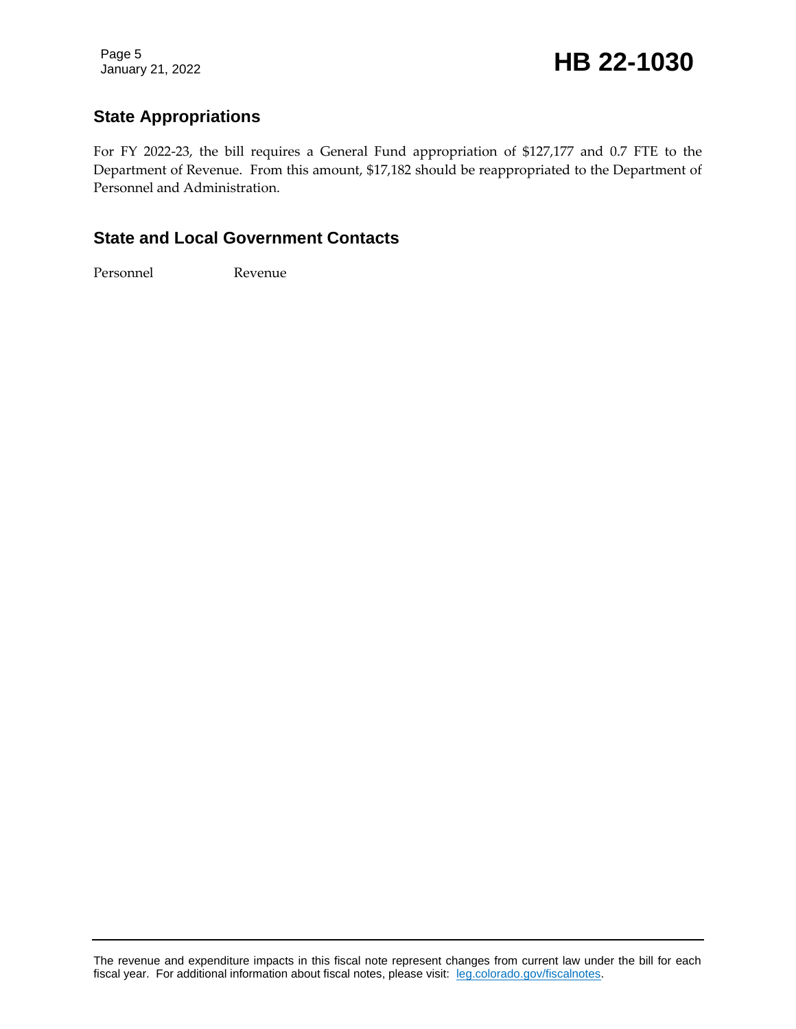## State Appropriations

For FY 2022-23, the bill requires a General Fund appropriation of $127,177 and 0.7 FTE to the Department of Revenue. From this amount, $17,182 should be reappropriated to the Department of Personnel and Administration.

## State and Local Government Contacts

Personnel Revenue

The revenue and expenditure impacts in this fiscal note represent changes from current law under the bill for each fiscal year. For additional information about fiscal notes, please visit: leg.colorado.gov/fiscalnotes.